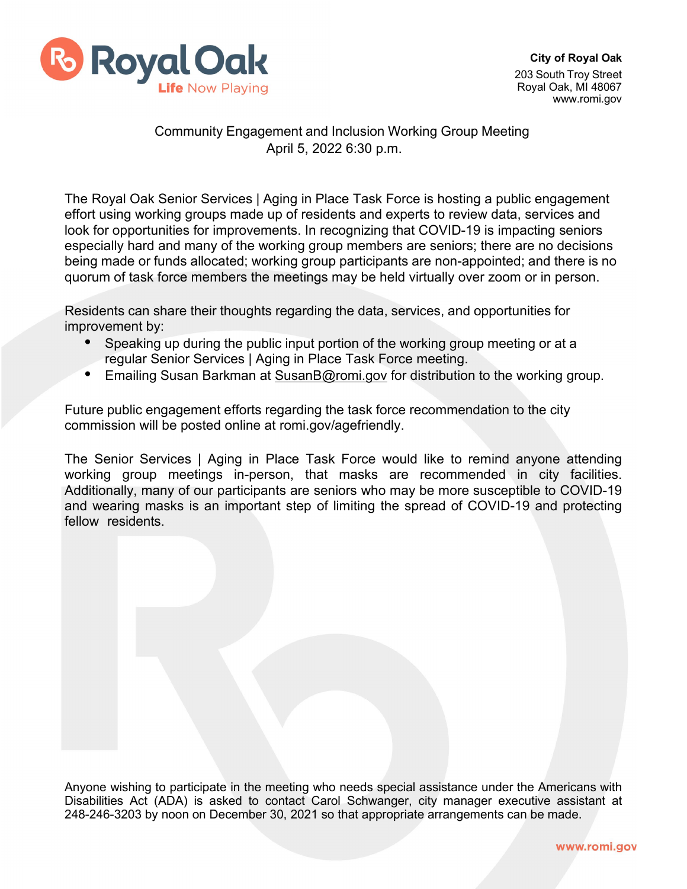**City of Royal Oak**
203 South Troy Street
Royal Oak, MI 48067
www.romi.gov

Community Engagement and Inclusion Working Group Meeting
April 5, 2022 6:30 p.m.

The Royal Oak Senior Services | Aging in Place Task Force is hosting a public engagement effort using working groups made up of residents and experts to review data, services and look for opportunities for improvements. In recognizing that COVID-19 is impacting seniors especially hard and many of the working group members are seniors; there are no decisions being made or funds allocated; working group participants are non-appointed; and there is no quorum of task force members the meetings may be held virtually over zoom or in person.

Residents can share their thoughts regarding the data, services, and opportunities for improvement by:

- Speaking up during the public input portion of the working group meeting or at a regular Senior Services | Aging in Place Task Force meeting.
- Emailing Susan Barkman at SusanB@romi.gov for distribution to the working group.

Future public engagement efforts regarding the task force recommendation to the city commission will be posted online at romi.gov/agefriendly.

The Senior Services | Aging in Place Task Force would like to remind anyone attending working group meetings in-person, that masks are recommended in city facilities. Additionally, many of our participants are seniors who may be more susceptible to COVID-19 and wearing masks is an important step of limiting the spread of COVID-19 and protecting fellow residents.

Anyone wishing to participate in the meeting who needs special assistance under the Americans with Disabilities Act (ADA) is asked to contact Carol Schwanger, city manager executive assistant at 248-246-3203 by noon on December 30, 2021 so that appropriate arrangements can be made.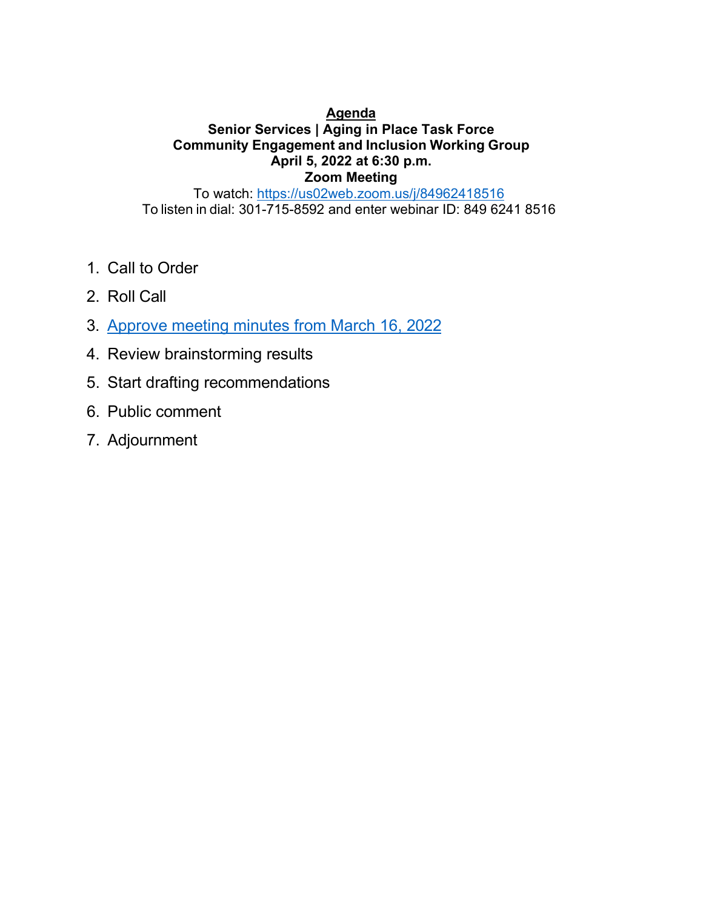**<u>Agenda</u>**
**Senior Services | Aging in Place Task Force**
**Community Engagement and Inclusion Working Group**
**April 5, 2022 at 6:30 p.m.**
**Zoom Meeting**

To watch: https://us02web.zoom.us/j/84962418516
To listen in dial: 301-715-8592 and enter webinar ID: 849 6241 8516

1. Call to Order
2. Roll Call
3. Approve meeting minutes from March 16, 2022
4. Review brainstorming results
5. Start drafting recommendations
6. Public comment
7. Adjournment